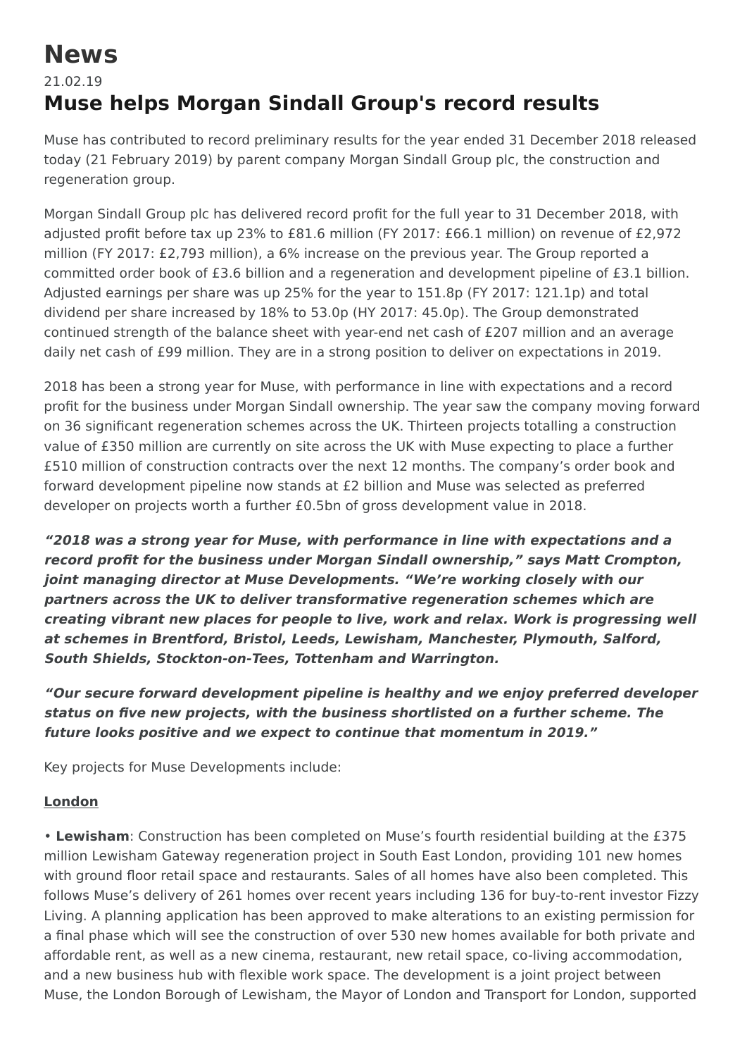# News

21.02.19

## Muse helps Morgan Sindall Group's record results

Muse has contributed to record preliminary results for the year ended 31 December 2018 released today (21 February 2019) by parent company Morgan Sindall Group plc, the construction and regeneration group.

Morgan Sindall Group plc has delivered record profit for the full year to 31 December 2018, with adjusted profit before tax up 23% to £81.6 million (FY 2017: 66.1 million) on revenue of £2,972 million (FY 2017: £2,793 million), a 6% increase on the previous year. The Group reported a committed order book of £3.6 billion and a regeneration and development pipeline of £3.1 billion. Adjusted earnings per share was up 25% for the year to 151.8p (FY 2017: 121.1p) and total dividend per share increased by 18% to 53.0p (HY 2017: 45.0p). The Group demonstrated continued strength of the balance sheet with year-end net cash of £207 million and an average daily net cash of £99 million. They are in a strong position to deliver on expectations in 2019.

2018 has been a strong year for Muse, with performance in line with expectations and a record profit for the business under Morgan Sindall ownership. The year saw the company moving forward on 36 significant regeneration schemes across the UK. Thirteen projects totalling a construction value of £350 million are currently on site across the UK with Muse expecting to place a further £510 million of construction contracts over the next 12 months. The company's order book and forward development pipeline now stands at £2 billion and Muse was selected as preferred developer on projects worth a further £0.5bn of gross development value in 2018.

***"2018 was a strong year for Muse, with performance in line with expectations and a record profit for the business under Morgan Sindall ownership," says Matt Crompton, joint managing director at Muse Developments. "We're working closely with our partners across the UK to deliver transformative regeneration schemes which are creating vibrant new places for people to live, work and relax. Work is progressing well at schemes in Brentford, Bristol, Leeds, Lewisham, Manchester, Plymouth, Salford, South Shields, Stockton-on-Tees, Tottenham and Warrington.***

***"Our secure forward development pipeline is healthy and we enjoy preferred developer status on five new projects, with the business shortlisted on a further scheme. The future looks positive and we expect to continue that momentum in 2019."***

Key projects for Muse Developments include:

**London**

• **Lewisham**: Construction has been completed on Muse's fourth residential building at the £375 million Lewisham Gateway regeneration project in South East London, providing 101 new homes with ground floor retail space and restaurants. Sales of all homes have also been completed. This follows Muse's delivery of 261 homes over recent years including 136 for buy-to-rent investor Fizzy Living. A planning application has been approved to make alterations to an existing permission for a final phase which will see the construction of over 530 new homes available for both private and affordable rent, as well as a new cinema, restaurant, new retail space, co-living accommodation, and a new business hub with flexible work space. The development is a joint project between Muse, the London Borough of Lewisham, the Mayor of London and Transport for London, supported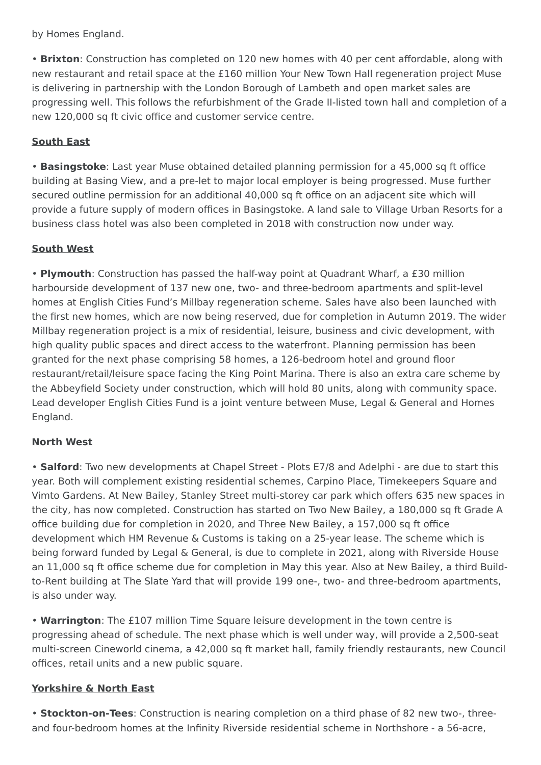by Homes England.

• **Brixton**: Construction has completed on 120 new homes with 40 per cent affordable, along with new restaurant and retail space at the £160 million Your New Town Hall regeneration project Muse is delivering in partnership with the London Borough of Lambeth and open market sales are progressing well. This follows the refurbishment of the Grade II-listed town hall and completion of a new 120,000 sq ft civic office and customer service centre.

## South East

• **Basingstoke**: Last year Muse obtained detailed planning permission for a 45,000 sq ft office building at Basing View, and a pre-let to major local employer is being progressed. Muse further secured outline permission for an additional 40,000 sq ft office on an adjacent site which will provide a future supply of modern offices in Basingstoke. A land sale to Village Urban Resorts for a business class hotel was also been completed in 2018 with construction now under way.

## South West

• **Plymouth**: Construction has passed the half-way point at Quadrant Wharf, a £30 million harbourside development of 137 new one, two- and three-bedroom apartments and split-level homes at English Cities Fund's Millbay regeneration scheme. Sales have also been launched with the first new homes, which are now being reserved, due for completion in Autumn 2019. The wider Millbay regeneration project is a mix of residential, leisure, business and civic development, with high quality public spaces and direct access to the waterfront. Planning permission has been granted for the next phase comprising 58 homes, a 126-bedroom hotel and ground floor restaurant/retail/leisure space facing the King Point Marina. There is also an extra care scheme by the Abbeyfield Society under construction, which will hold 80 units, along with community space. Lead developer English Cities Fund is a joint venture between Muse, Legal & General and Homes England.

## North West

• **Salford**: Two new developments at Chapel Street - Plots E7/8 and Adelphi - are due to start this year. Both will complement existing residential schemes, Carpino Place, Timekeepers Square and Vimto Gardens. At New Bailey, Stanley Street multi-storey car park which offers 635 new spaces in the city, has now completed. Construction has started on Two New Bailey, a 180,000 sq ft Grade A office building due for completion in 2020, and Three New Bailey, a 157,000 sq ft office development which HM Revenue & Customs is taking on a 25-year lease. The scheme which is being forward funded by Legal & General, is due to complete in 2021, along with Riverside House an 11,000 sq ft office scheme due for completion in May this year. Also at New Bailey, a third Build-to-Rent building at The Slate Yard that will provide 199 one-, two- and three-bedroom apartments, is also under way.

• **Warrington**: The £107 million Time Square leisure development in the town centre is progressing ahead of schedule. The next phase which is well under way, will provide a 2,500-seat multi-screen Cineworld cinema, a 42,000 sq ft market hall, family friendly restaurants, new Council offices, retail units and a new public square.

## Yorkshire & North East

• **Stockton-on-Tees**: Construction is nearing completion on a third phase of 82 new two-, three- and four-bedroom homes at the Infinity Riverside residential scheme in Northshore - a 56-acre,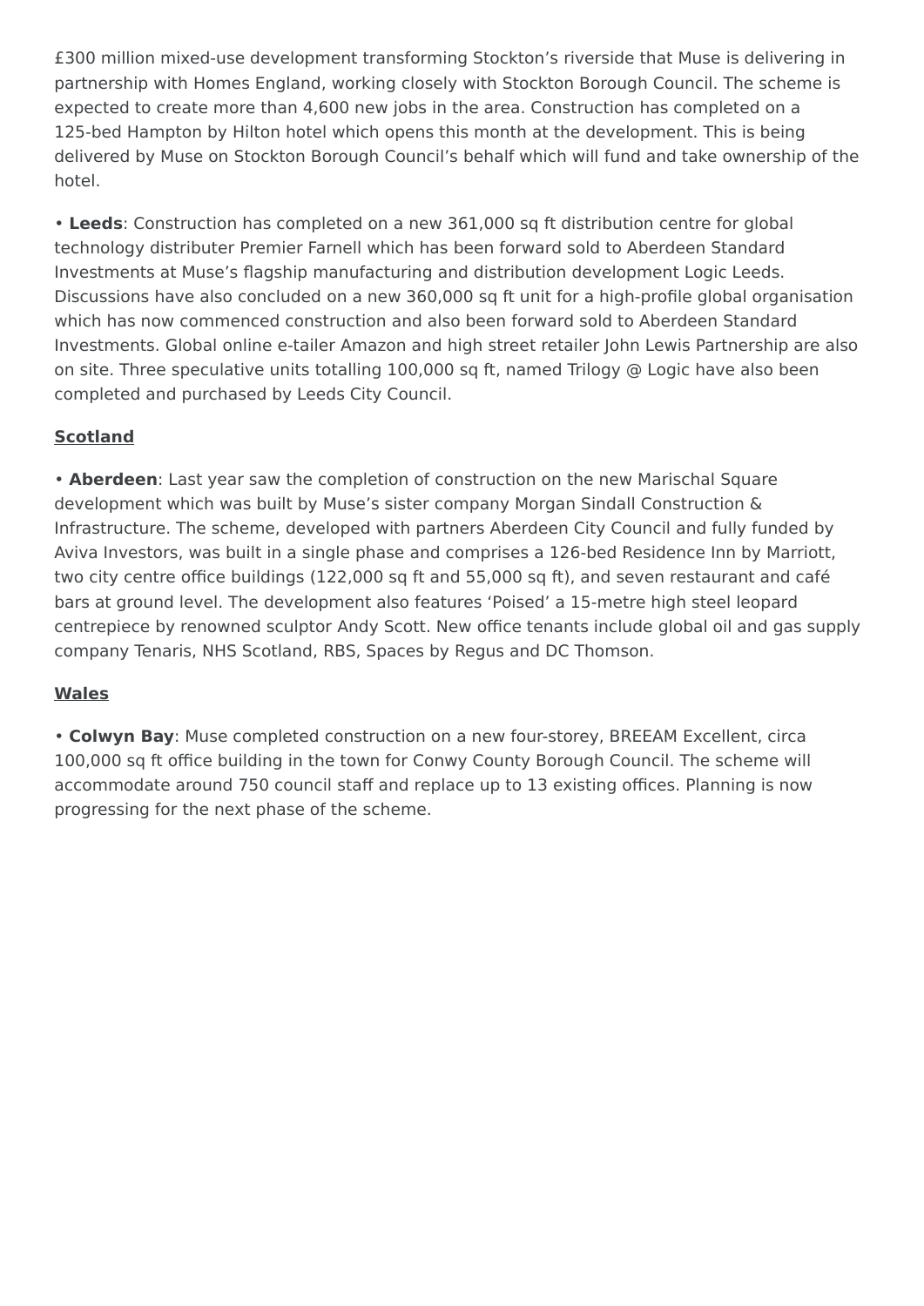£300 million mixed-use development transforming Stockton's riverside that Muse is delivering in partnership with Homes England, working closely with Stockton Borough Council. The scheme is expected to create more than 4,600 new jobs in the area. Construction has completed on a 125-bed Hampton by Hilton hotel which opens this month at the development. This is being delivered by Muse on Stockton Borough Council's behalf which will fund and take ownership of the hotel.

• **Leeds**: Construction has completed on a new 361,000 sq ft distribution centre for global technology distributer Premier Farnell which has been forward sold to Aberdeen Standard Investments at Muse's flagship manufacturing and distribution development Logic Leeds. Discussions have also concluded on a new 360,000 sq ft unit for a high-profile global organisation which has now commenced construction and also been forward sold to Aberdeen Standard Investments. Global online e-tailer Amazon and high street retailer John Lewis Partnership are also on site. Three speculative units totalling 100,000 sq ft, named Trilogy @ Logic have also been completed and purchased by Leeds City Council.

**Scotland**

• **Aberdeen**: Last year saw the completion of construction on the new Marischal Square development which was built by Muse's sister company Morgan Sindall Construction & Infrastructure. The scheme, developed with partners Aberdeen City Council and fully funded by Aviva Investors, was built in a single phase and comprises a 126-bed Residence Inn by Marriott, two city centre office buildings (122,000 sq ft and 55,000 sq ft), and seven restaurant and café bars at ground level. The development also features 'Poised' a 15-metre high steel leopard centrepiece by renowned sculptor Andy Scott. New office tenants include global oil and gas supply company Tenaris, NHS Scotland, RBS, Spaces by Regus and DC Thomson.

**Wales**

• **Colwyn Bay**: Muse completed construction on a new four-storey, BREEAM Excellent, circa 100,000 sq ft office building in the town for Conwy County Borough Council. The scheme will accommodate around 750 council staff and replace up to 13 existing offices. Planning is now progressing for the next phase of the scheme.